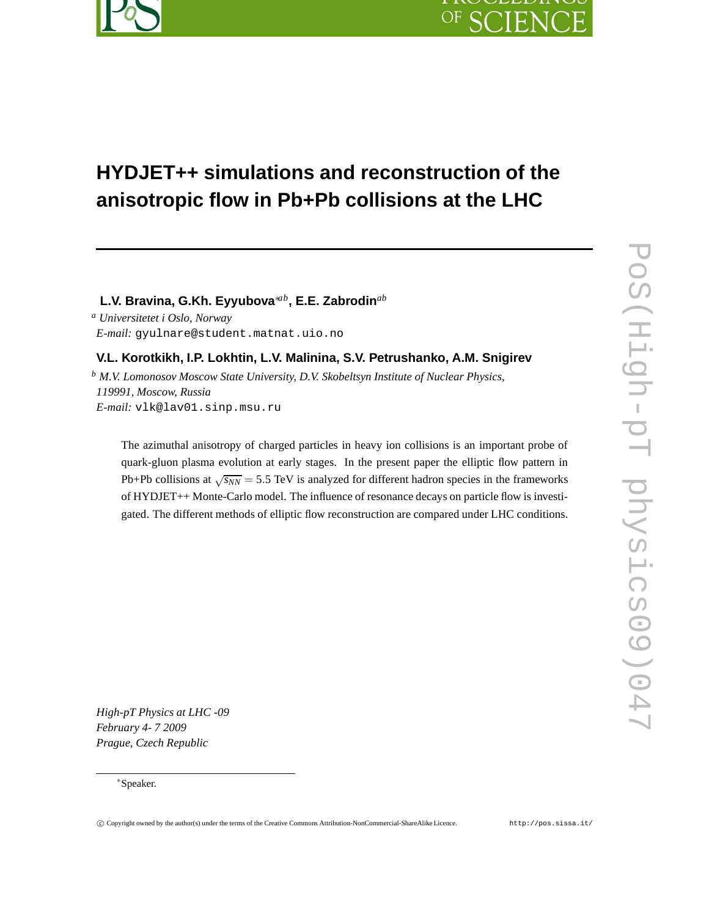# HYDJET++ simulations and reconstruction of the anisotropic flow in Pb+Pb collisions at the LHC

**L.V. Bravina, G.Kh. Eyyubova**[*ab], **E.E. Zabrodin**[ab]

[a] *Universitetet i Oslo, Norway*
*E-mail:* gyulnare@student.matnat.uio.no

**V.L. Korotkikh, I.P. Lokhtin, L.V. Malinina, S.V. Petrushanko, A.M. Snigirev**

[b] *M.V. Lomonosov Moscow State University, D.V. Skobeltsyn Institute of Nuclear Physics, 119991, Moscow, Russia*
*E-mail:* vlk@lav01.sinp.msu.ru

The azimuthal anisotropy of charged particles in heavy ion collisions is an important probe of quark-gluon plasma evolution at early stages. In the present paper the elliptic flow pattern in Pb+Pb collisions at $\sqrt{s_{NN}} = 5.5$ TeV is analyzed for different hadron species in the frameworks of HYDJET++ Monte-Carlo model. The influence of resonance decays on particle flow is investigated. The different methods of elliptic flow reconstruction are compared under LHC conditions.

*High-pT Physics at LHC -09*
*February 4- 7 2009*
*Prague, Czech Republic*

[*] Speaker.

© Copyright owned by the author(s) under the terms of the Creative Commons Attribution-NonCommercial-ShareAlike Licence. http://pos.sissa.it/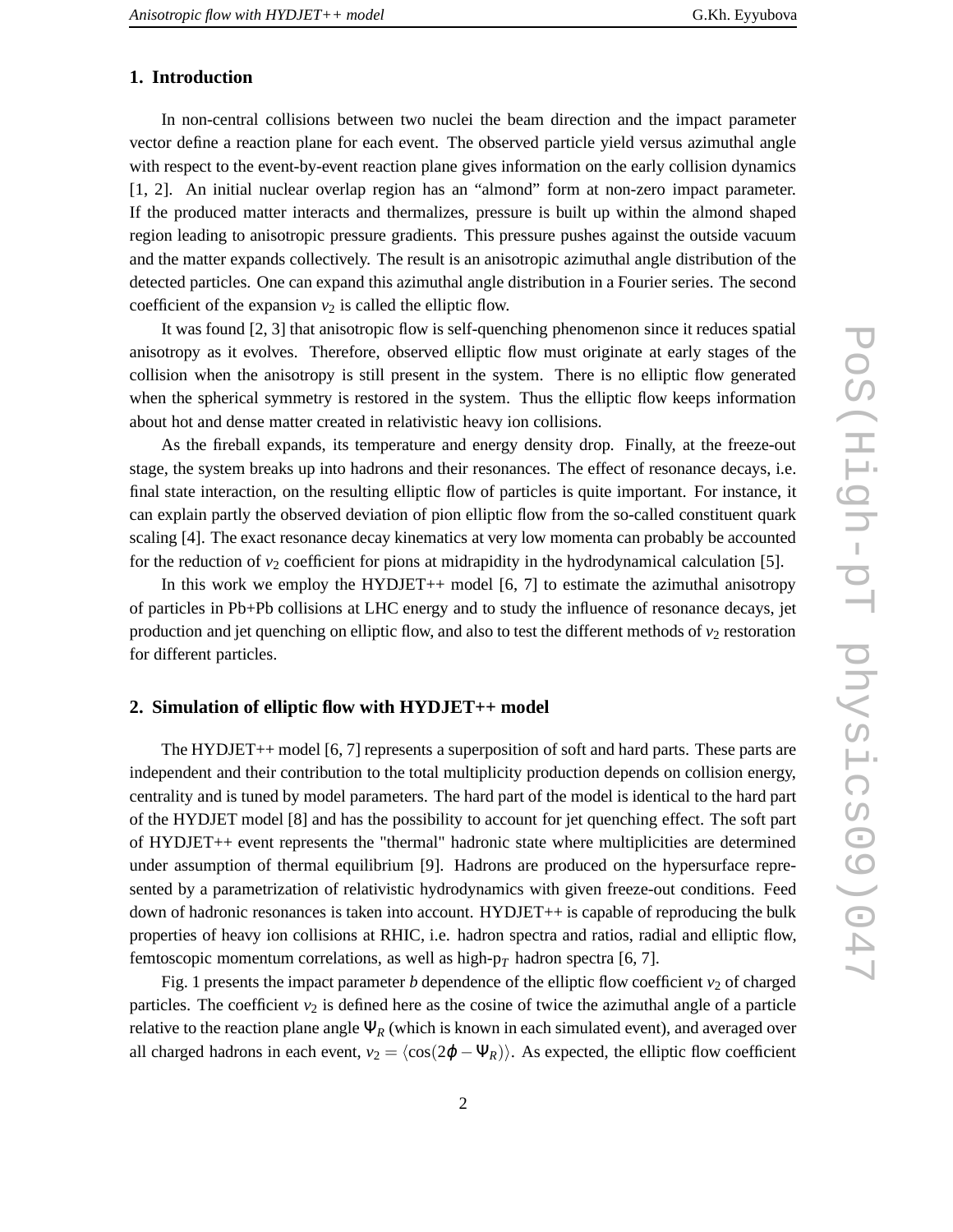## 1. Introduction

In non-central collisions between two nuclei the beam direction and the impact parameter vector define a reaction plane for each event. The observed particle yield versus azimuthal angle with respect to the event-by-event reaction plane gives information on the early collision dynamics [1, 2]. An initial nuclear overlap region has an "almond" form at non-zero impact parameter. If the produced matter interacts and thermalizes, pressure is built up within the almond shaped region leading to anisotropic pressure gradients. This pressure pushes against the outside vacuum and the matter expands collectively. The result is an anisotropic azimuthal angle distribution of the detected particles. One can expand this azimuthal angle distribution in a Fourier series. The second coefficient of the expansion $v_2$ is called the elliptic flow.

It was found [2, 3] that anisotropic flow is self-quenching phenomenon since it reduces spatial anisotropy as it evolves. Therefore, observed elliptic flow must originate at early stages of the collision when the anisotropy is still present in the system. There is no elliptic flow generated when the spherical symmetry is restored in the system. Thus the elliptic flow keeps information about hot and dense matter created in relativistic heavy ion collisions.

As the fireball expands, its temperature and energy density drop. Finally, at the freeze-out stage, the system breaks up into hadrons and their resonances. The effect of resonance decays, i.e. final state interaction, on the resulting elliptic flow of particles is quite important. For instance, it can explain partly the observed deviation of pion elliptic flow from the so-called constituent quark scaling [4]. The exact resonance decay kinematics at very low momenta can probably be accounted for the reduction of $v_2$ coefficient for pions at midrapidity in the hydrodynamical calculation [5].

In this work we employ the HYDJET++ model [6, 7] to estimate the azimuthal anisotropy of particles in Pb+Pb collisions at LHC energy and to study the influence of resonance decays, jet production and jet quenching on elliptic flow, and also to test the different methods of $v_2$ restoration for different particles.

## 2. Simulation of elliptic flow with HYDJET++ model

The HYDJET++ model [6, 7] represents a superposition of soft and hard parts. These parts are independent and their contribution to the total multiplicity production depends on collision energy, centrality and is tuned by model parameters. The hard part of the model is identical to the hard part of the HYDJET model [8] and has the possibility to account for jet quenching effect. The soft part of HYDJET++ event represents the "thermal" hadronic state where multiplicities are determined under assumption of thermal equilibrium [9]. Hadrons are produced on the hypersurface represented by a parametrization of relativistic hydrodynamics with given freeze-out conditions. Feed down of hadronic resonances is taken into account. HYDJET++ is capable of reproducing the bulk properties of heavy ion collisions at RHIC, i.e. hadron spectra and ratios, radial and elliptic flow, femtoscopic momentum correlations, as well as high-$p_T$ hadron spectra [6, 7].

Fig. 1 presents the impact parameter $b$ dependence of the elliptic flow coefficient $v_2$ of charged particles. The coefficient $v_2$ is defined here as the cosine of twice the azimuthal angle of a particle relative to the reaction plane angle $\Psi_R$ (which is known in each simulated event), and averaged over all charged hadrons in each event, $v_2 = \langle \cos(2\varphi - \Psi_R) \rangle$. As expected, the elliptic flow coefficient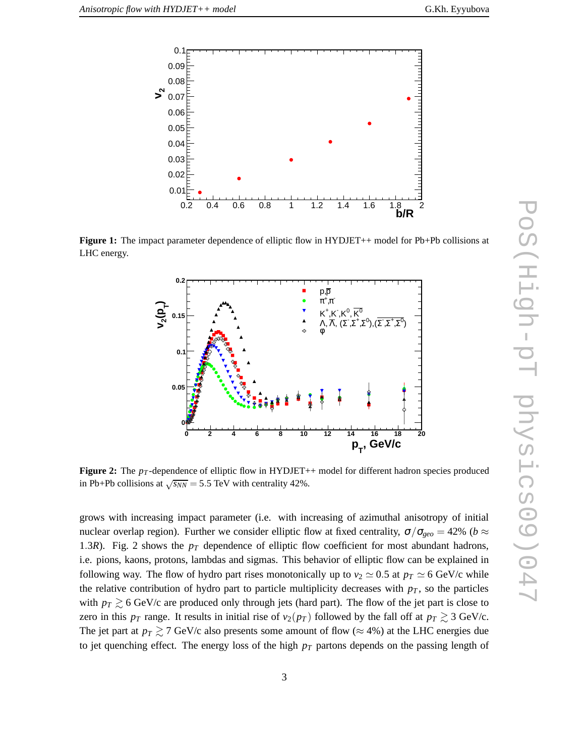**Figure 1:** The impact parameter dependence of elliptic flow in HYDJET++ model for Pb+Pb collisions at LHC energy.

**Figure 2:** The $p_T$-dependence of elliptic flow in HYDJET++ model for different hadron species produced in Pb+Pb collisions at $\sqrt{s_{NN}} = 5.5$ TeV with centrality 42%.

grows with increasing impact parameter (i.e. with increasing of azimuthal anisotropy of initial nuclear overlap region). Further we consider elliptic flow at fixed centrality, $\sigma/\sigma_{geo} = 42\%$ ($b \approx 1.3R$). Fig. 2 shows the $p_T$ dependence of elliptic flow coefficient for most abundant hadrons, i.e. pions, kaons, protons, lambdas and sigmas. This behavior of elliptic flow can be explained in following way. The flow of hydro part rises monotonically up to $v_2 \simeq 0.5$ at $p_T \simeq 6$ GeV/c while the relative contribution of hydro part to particle multiplicity decreases with $p_T$, so the particles with $p_T \gtrsim 6$ GeV/c are produced only through jets (hard part). The flow of the jet part is close to zero in this $p_T$ range. It results in initial rise of $v_2(p_T)$ followed by the fall off at $p_T \gtrsim 3$ GeV/c. The jet part at $p_T \gtrsim 7$ GeV/c also presents some amount of flow ($\approx 4\%$) at the LHC energies due to jet quenching effect. The energy loss of the high $p_T$ partons depends on the passing length of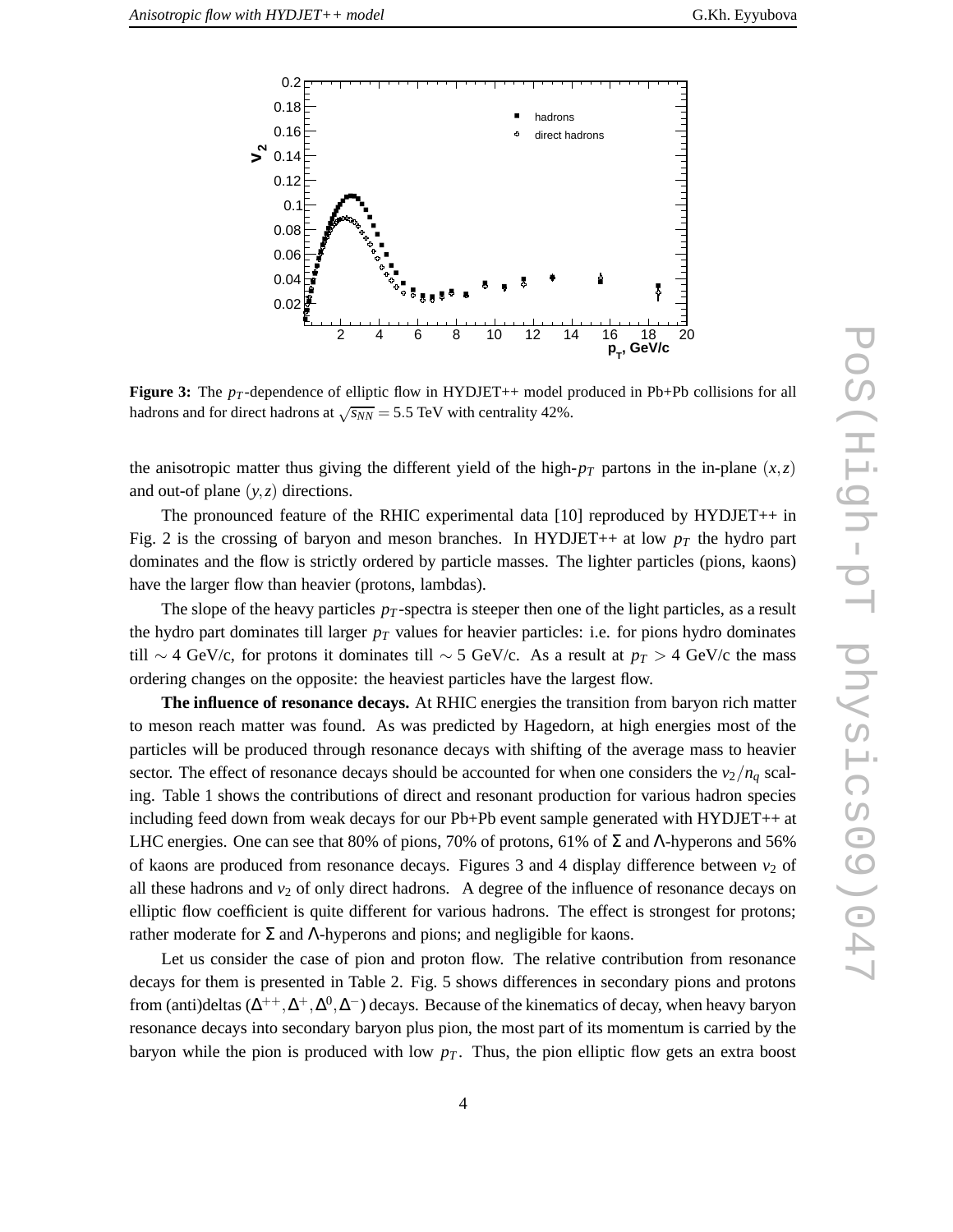**Figure 3:** The $p_T$-dependence of elliptic flow in HYDJET++ model produced in Pb+Pb collisions for all hadrons and for direct hadrons at $\sqrt{s_{NN}} = 5.5$ TeV with centrality 42%.

the anisotropic matter thus giving the different yield of the high-$p_T$ partons in the in-plane $(x,z)$ and out-of plane $(y,z)$ directions.

The pronounced feature of the RHIC experimental data [10] reproduced by HYDJET++ in Fig. 2 is the crossing of baryon and meson branches. In HYDJET++ at low $p_T$ the hydro part dominates and the flow is strictly ordered by particle masses. The lighter particles (pions, kaons) have the larger flow than heavier (protons, lambdas).

The slope of the heavy particles $p_T$-spectra is steeper then one of the light particles, as a result the hydro part dominates till larger $p_T$ values for heavier particles: i.e. for pions hydro dominates till $\sim 4$ GeV/c, for protons it dominates till $\sim 5$ GeV/c. As a result at $p_T > 4$ GeV/c the mass ordering changes on the opposite: the heaviest particles have the largest flow.

**The influence of resonance decays.** At RHIC energies the transition from baryon rich matter to meson reach matter was found. As was predicted by Hagedorn, at high energies most of the particles will be produced through resonance decays with shifting of the average mass to heavier sector. The effect of resonance decays should be accounted for when one considers the $v_2/n_q$ scaling. Table 1 shows the contributions of direct and resonant production for various hadron species including feed down from weak decays for our Pb+Pb event sample generated with HYDJET++ at LHC energies. One can see that 80% of pions, 70% of protons, 61% of $\Sigma$ and $\Lambda$-hyperons and 56% of kaons are produced from resonance decays. Figures 3 and 4 display difference between $v_2$ of all these hadrons and $v_2$ of only direct hadrons. A degree of the influence of resonance decays on elliptic flow coefficient is quite different for various hadrons. The effect is strongest for protons; rather moderate for $\Sigma$ and $\Lambda$-hyperons and pions; and negligible for kaons.

Let us consider the case of pion and proton flow. The relative contribution from resonance decays for them is presented in Table 2. Fig. 5 shows differences in secondary pions and protons from (anti)deltas ($\Delta^{++}, \Delta^{+}, \Delta^{0}, \Delta^{-}$) decays. Because of the kinematics of decay, when heavy baryon resonance decays into secondary baryon plus pion, the most part of its momentum is carried by the baryon while the pion is produced with low $p_T$. Thus, the pion elliptic flow gets an extra boost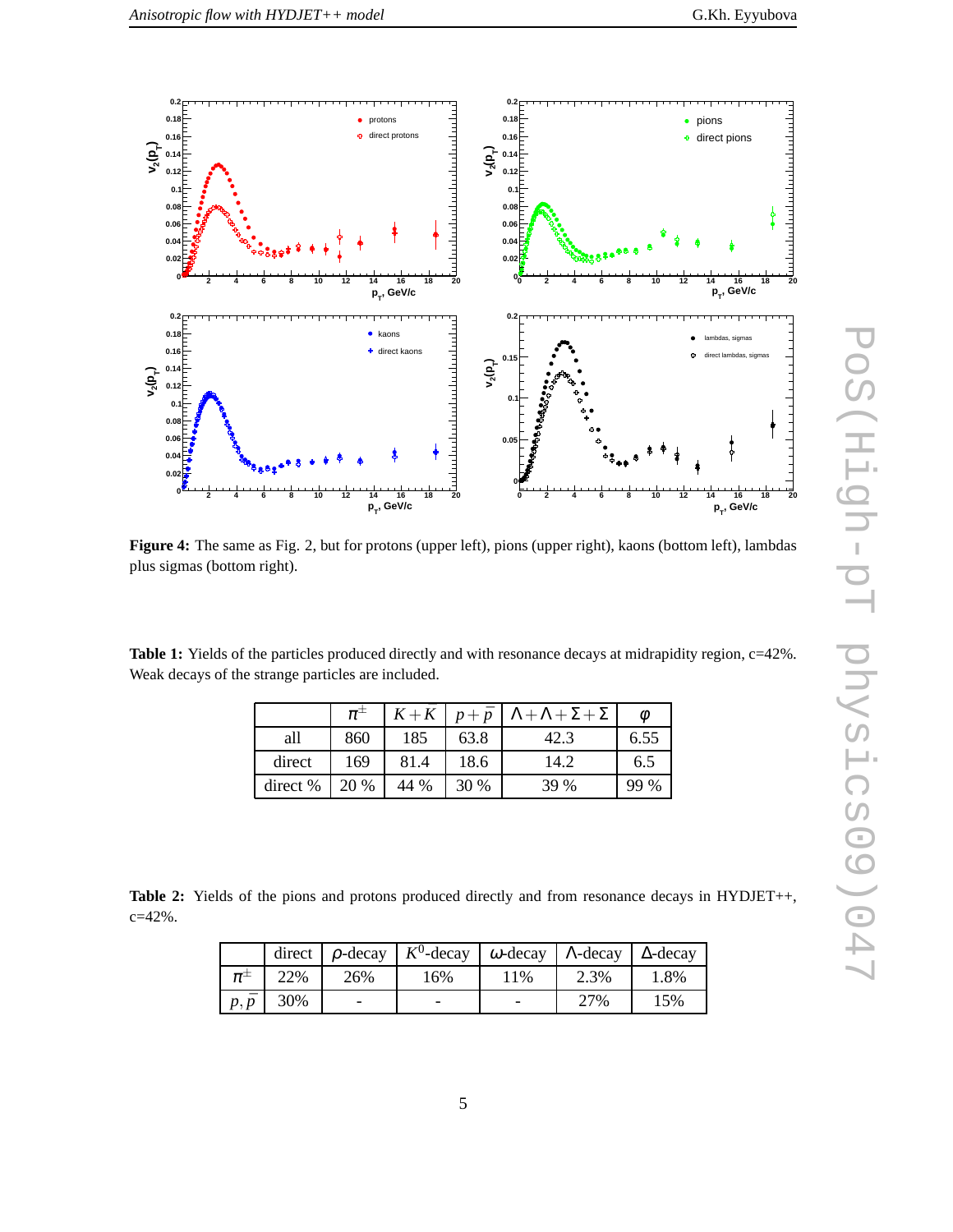**Figure 4:** The same as Fig. 2, but for protons (upper left), pions (upper right), kaons (bottom left), lambdas plus sigmas (bottom right).

**Table 1:** Yields of the particles produced directly and with resonance decays at midrapidity region, c=42%. Weak decays of the strange particles are included.

| | $\pi^{\pm}$ | $K+K$ | $p+\bar{p}$ | $\Lambda+\Lambda+\Sigma+\Sigma$ | $\varphi$ |
|---|---|---|---|---|---|
| all | 860 | 185 | 63.8 | 42.3 | 6.55 |
| direct | 169 | 81.4 | 18.6 | 14.2 | 6.5 |
| direct % | 20 % | 44 % | 30 % | 39 % | 99 % |

**Table 2:** Yields of the pions and protons produced directly and from resonance decays in HYDJET++, c=42%.

| | direct | $\rho$-decay | $K^0$-decay | $\omega$-decay | $\Lambda$-decay | $\Delta$-decay |
|---|---|---|---|---|---|---|
| $\pi^{\pm}$ | 22% | 26% | 16% | 11% | 2.3% | 1.8% |
| $p,\bar{p}$ | 30% | - | - | - | 27% | 15% |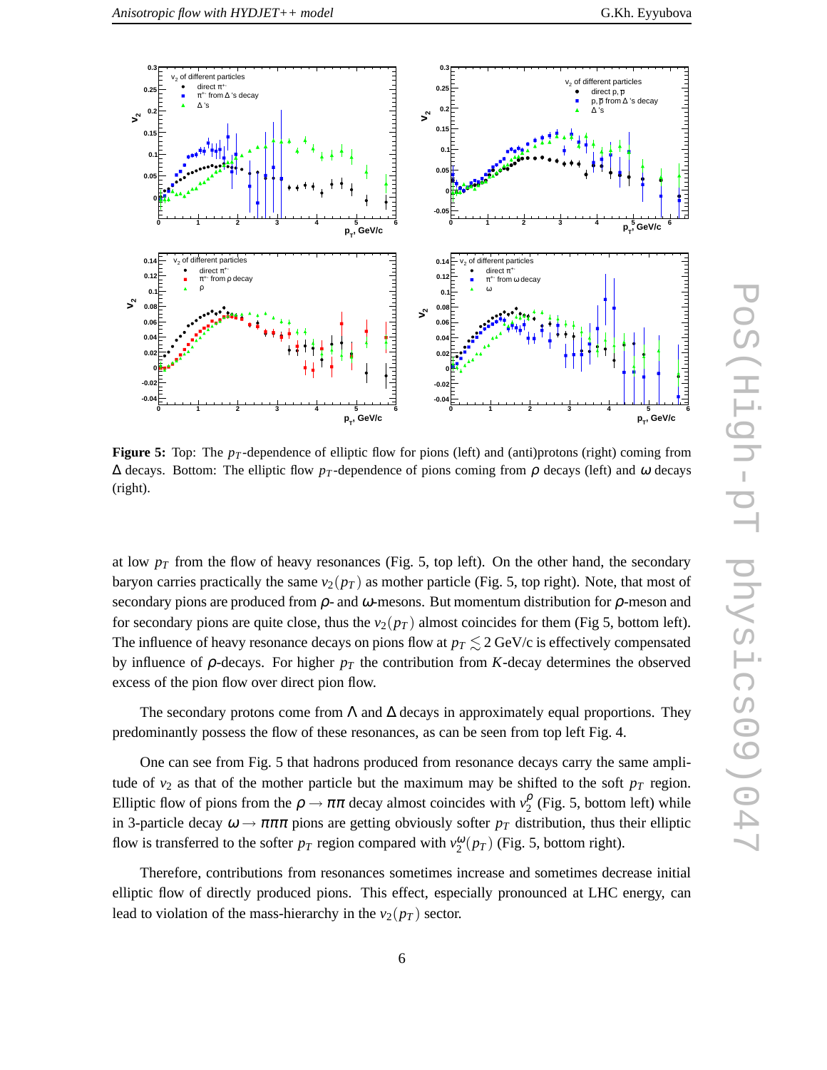**Figure 5:** Top: The $p_T$-dependence of elliptic flow for pions (left) and (anti)protons (right) coming from $\Delta$ decays. Bottom: The elliptic flow $p_T$-dependence of pions coming from $\rho$ decays (left) and $\omega$ decays (right).

at low $p_T$ from the flow of heavy resonances (Fig. 5, top left). On the other hand, the secondary baryon carries practically the same $v_2(p_T)$ as mother particle (Fig. 5, top right). Note, that most of secondary pions are produced from $\rho$- and $\omega$-mesons. But momentum distribution for $\rho$-meson and for secondary pions are quite close, thus the $v_2(p_T)$ almost coincides for them (Fig 5, bottom left). The influence of heavy resonance decays on pions flow at $p_T \lesssim 2$ GeV/c is effectively compensated by influence of $\rho$-decays. For higher $p_T$ the contribution from $K$-decay determines the observed excess of the pion flow over direct pion flow.

The secondary protons come from $\Lambda$ and $\Delta$ decays in approximately equal proportions. They predominantly possess the flow of these resonances, as can be seen from top left Fig. 4.

One can see from Fig. 5 that hadrons produced from resonance decays carry the same amplitude of $v_2$ as that of the mother particle but the maximum may be shifted to the soft $p_T$ region. Elliptic flow of pions from the $\rho \to \pi\pi$ decay almost coincides with $v_2^{\rho}$ (Fig. 5, bottom left) while in 3-particle decay $\omega \to \pi\pi\pi$ pions are getting obviously softer $p_T$ distribution, thus their elliptic flow is transferred to the softer $p_T$ region compared with $v_2^{\omega}(p_T)$ (Fig. 5, bottom right).

Therefore, contributions from resonances sometimes increase and sometimes decrease initial elliptic flow of directly produced pions. This effect, especially pronounced at LHC energy, can lead to violation of the mass-hierarchy in the $v_2(p_T)$ sector.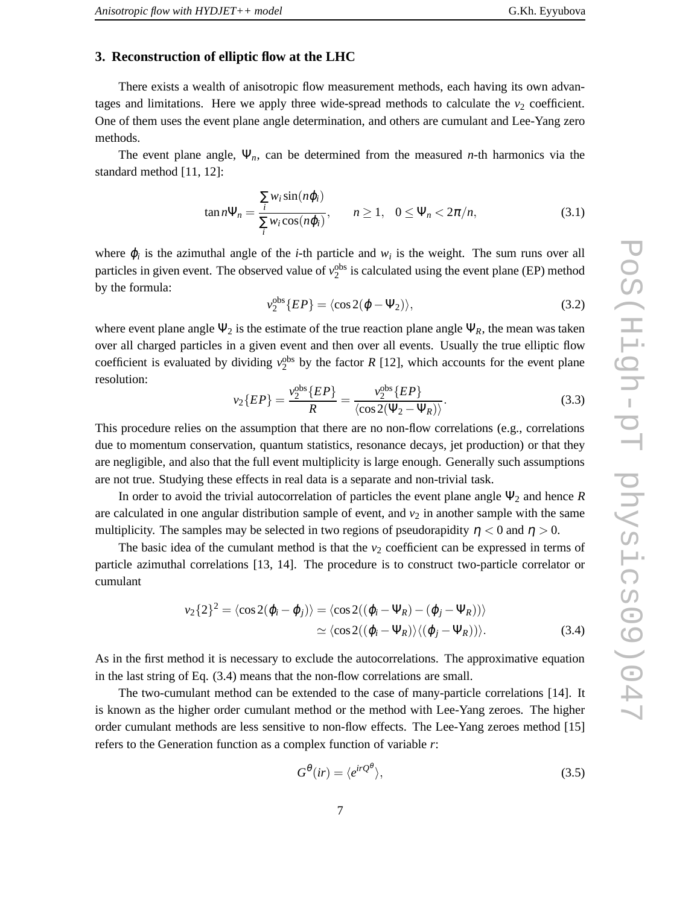## 3. Reconstruction of elliptic flow at the LHC

There exists a wealth of anisotropic flow measurement methods, each having its own advantages and limitations. Here we apply three wide-spread methods to calculate the $v_2$ coefficient. One of them uses the event plane angle determination, and others are cumulant and Lee-Yang zero methods.

The event plane angle, $\Psi_n$, can be determined from the measured $n$-th harmonics via the standard method [11, 12]:

$$\tan n\Psi_n = \frac{\sum_i w_i \sin(n\varphi_i)}{\sum_i w_i \cos(n\varphi_i)}, \qquad n \geq 1, \quad 0 \leq \Psi_n < 2\pi/n, \tag{3.1}$$

where $\varphi_i$ is the azimuthal angle of the $i$-th particle and $w_i$ is the weight. The sum runs over all particles in given event. The observed value of $v_2^{\rm obs}$ is calculated using the event plane (EP) method by the formula:

$$v_2^{\rm obs}\{EP\} = \langle \cos 2(\varphi - \Psi_2) \rangle, \tag{3.2}$$

where event plane angle $\Psi_2$ is the estimate of the true reaction plane angle $\Psi_R$, the mean was taken over all charged particles in a given event and then over all events. Usually the true elliptic flow coefficient is evaluated by dividing $v_2^{\rm obs}$ by the factor $R$ [12], which accounts for the event plane resolution:

$$v_2\{EP\} = \frac{v_2^{\rm obs}\{EP\}}{R} = \frac{v_2^{\rm obs}\{EP\}}{\langle \cos 2(\Psi_2 - \Psi_R) \rangle}. \tag{3.3}$$

This procedure relies on the assumption that there are no non-flow correlations (e.g., correlations due to momentum conservation, quantum statistics, resonance decays, jet production) or that they are negligible, and also that the full event multiplicity is large enough. Generally such assumptions are not true. Studying these effects in real data is a separate and non-trivial task.

In order to avoid the trivial autocorrelation of particles the event plane angle $\Psi_2$ and hence $R$ are calculated in one angular distribution sample of event, and $v_2$ in another sample with the same multiplicity. The samples may be selected in two regions of pseudorapidity $\eta < 0$ and $\eta > 0$.

The basic idea of the cumulant method is that the $v_2$ coefficient can be expressed in terms of particle azimuthal correlations [13, 14]. The procedure is to construct two-particle correlator or cumulant

$$\begin{aligned} v_2\{2\}^2 = \langle \cos 2(\varphi_i - \varphi_j) \rangle &= \langle \cos 2((\varphi_i - \Psi_R) - (\varphi_j - \Psi_R)) \rangle \\ &\simeq \langle \cos 2((\varphi_i - \Psi_R) \rangle \langle (\varphi_j - \Psi_R)) \rangle. \end{aligned} \tag{3.4}$$

As in the first method it is necessary to exclude the autocorrelations. The approximative equation in the last string of Eq. (3.4) means that the non-flow correlations are small.

The two-cumulant method can be extended to the case of many-particle correlations [14]. It is known as the higher order cumulant method or the method with Lee-Yang zeroes. The higher order cumulant methods are less sensitive to non-flow effects. The Lee-Yang zeroes method [15] refers to the Generation function as a complex function of variable $r$:

$$G^\theta(ir) = \langle e^{irQ^\theta} \rangle, \tag{3.5}$$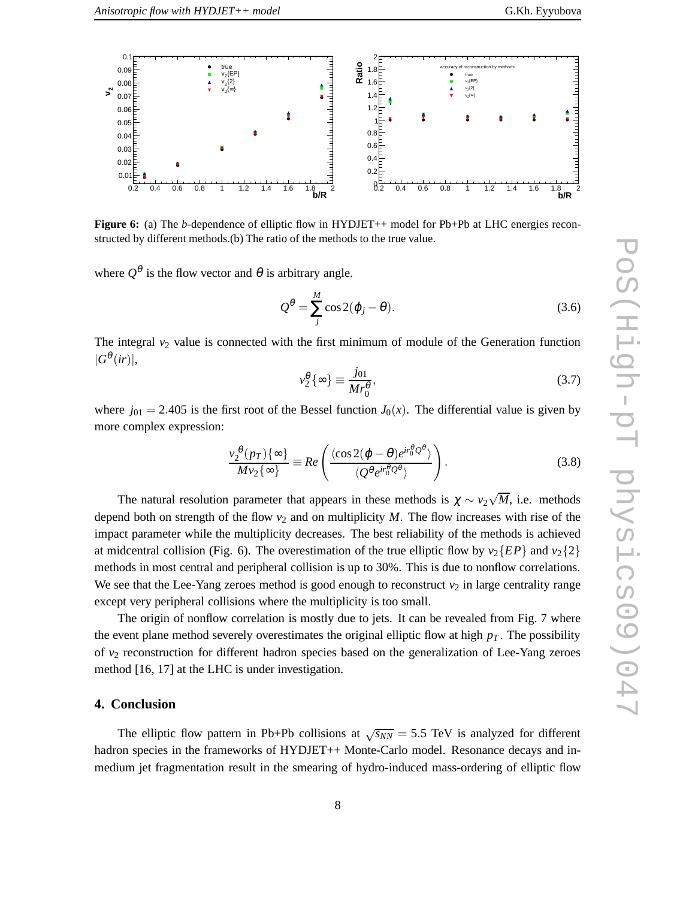**Figure 6:** (a) The $b$-dependence of elliptic flow in HYDJET++ model for Pb+Pb at LHC energies reconstructed by different methods.(b) The ratio of the methods to the true value.

where $Q^{\theta}$ is the flow vector and $\theta$ is arbitrary angle.

$$Q^{\theta} = \sum_{j}^{M} \cos 2(\phi_j - \theta). \tag{3.6}$$

The integral $v_2$ value is connected with the first minimum of module of the Generation function $|G^{\theta}(ir)|$,

$$v_2^{\theta}\{\infty\} \equiv \frac{j_{01}}{M r_0^{\theta}}, \tag{3.7}$$

where $j_{01} = 2.405$ is the first root of the Bessel function $J_0(x)$. The differential value is given by more complex expression:

$$\frac{v_2^{\theta}(p_T)\{\infty\}}{M v_2\{\infty\}} \equiv Re\left(\frac{\langle \cos 2(\phi - \theta) e^{i r_0^{\theta} Q^{\theta}} \rangle}{\langle Q^{\theta} e^{i r_0^{\theta} Q^{\theta}} \rangle}\right). \tag{3.8}$$

The natural resolution parameter that appears in these methods is $\chi \sim v_2 \sqrt{M}$, i.e. methods depend both on strength of the flow $v_2$ and on multiplicity $M$. The flow increases with rise of the impact parameter while the multiplicity decreases. The best reliability of the methods is achieved at midcentral collision (Fig. 6). The overestimation of the true elliptic flow by $v_2\{EP\}$ and $v_2\{2\}$ methods in most central and peripheral collision is up to 30%. This is due to nonflow correlations. We see that the Lee-Yang zeroes method is good enough to reconstruct $v_2$ in large centrality range except very peripheral collisions where the multiplicity is too small.

The origin of nonflow correlation is mostly due to jets. It can be revealed from Fig. 7 where the event plane method severely overestimates the original elliptic flow at high $p_T$. The possibility of $v_2$ reconstruction for different hadron species based on the generalization of Lee-Yang zeroes method [16, 17] at the LHC is under investigation.

## 4. Conclusion

The elliptic flow pattern in Pb+Pb collisions at $\sqrt{s_{NN}} = 5.5$ TeV is analyzed for different hadron species in the frameworks of HYDJET++ Monte-Carlo model. Resonance decays and in-medium jet fragmentation result in the smearing of hydro-induced mass-ordering of elliptic flow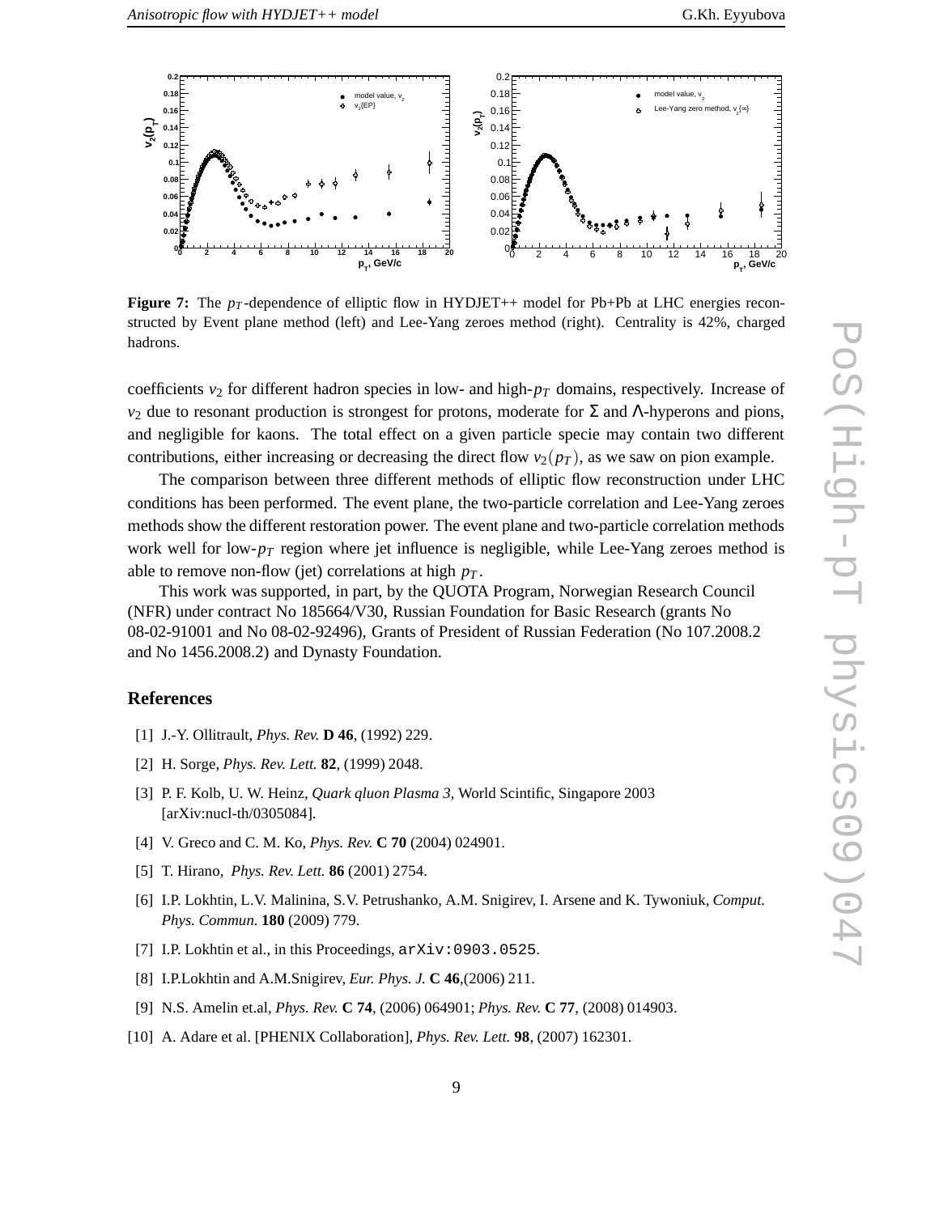**Figure 7:** The $p_T$-dependence of elliptic flow in HYDJET++ model for Pb+Pb at LHC energies reconstructed by Event plane method (left) and Lee-Yang zeroes method (right). Centrality is 42%, charged hadrons.

coefficients $v_2$ for different hadron species in low- and high-$p_T$ domains, respectively. Increase of $v_2$ due to resonant production is strongest for protons, moderate for $\Sigma$ and $\Lambda$-hyperons and pions, and negligible for kaons. The total effect on a given particle specie may contain two different contributions, either increasing or decreasing the direct flow $v_2(p_T)$, as we saw on pion example.

The comparison between three different methods of elliptic flow reconstruction under LHC conditions has been performed. The event plane, the two-particle correlation and Lee-Yang zeroes methods show the different restoration power. The event plane and two-particle correlation methods work well for low-$p_T$ region where jet influence is negligible, while Lee-Yang zeroes method is able to remove non-flow (jet) correlations at high $p_T$.

This work was supported, in part, by the QUOTA Program, Norwegian Research Council (NFR) under contract No 185664/V30, Russian Foundation for Basic Research (grants No 08-02-91001 and No 08-02-92496), Grants of President of Russian Federation (No 107.2008.2 and No 1456.2008.2) and Dynasty Foundation.

## References

[1] J.-Y. Ollitrault, *Phys. Rev.* **D 46**, (1992) 229.

[2] H. Sorge, *Phys. Rev. Lett.* **82**, (1999) 2048.

[3] P. F. Kolb, U. W. Heinz, *Quark qluon Plasma 3*, World Scintific, Singapore 2003 [arXiv:nucl-th/0305084].

[4] V. Greco and C. M. Ko, *Phys. Rev.* **C 70** (2004) 024901.

[5] T. Hirano, *Phys. Rev. Lett.* **86** (2001) 2754.

[6] I.P. Lokhtin, L.V. Malinina, S.V. Petrushanko, A.M. Snigirev, I. Arsene and K. Tywoniuk, *Comput. Phys. Commun.* **180** (2009) 779.

[7] I.P. Lokhtin et al., in this Proceedings, `arXiv:0903.0525`.

[8] I.P.Lokhtin and A.M.Snigirev, *Eur. Phys. J.* **C 46**,(2006) 211.

[9] N.S. Amelin et.al, *Phys. Rev.* **C 74**, (2006) 064901; *Phys. Rev.* **C 77**, (2008) 014903.

[10] A. Adare et al. [PHENIX Collaboration], *Phys. Rev. Lett.* **98**, (2007) 162301.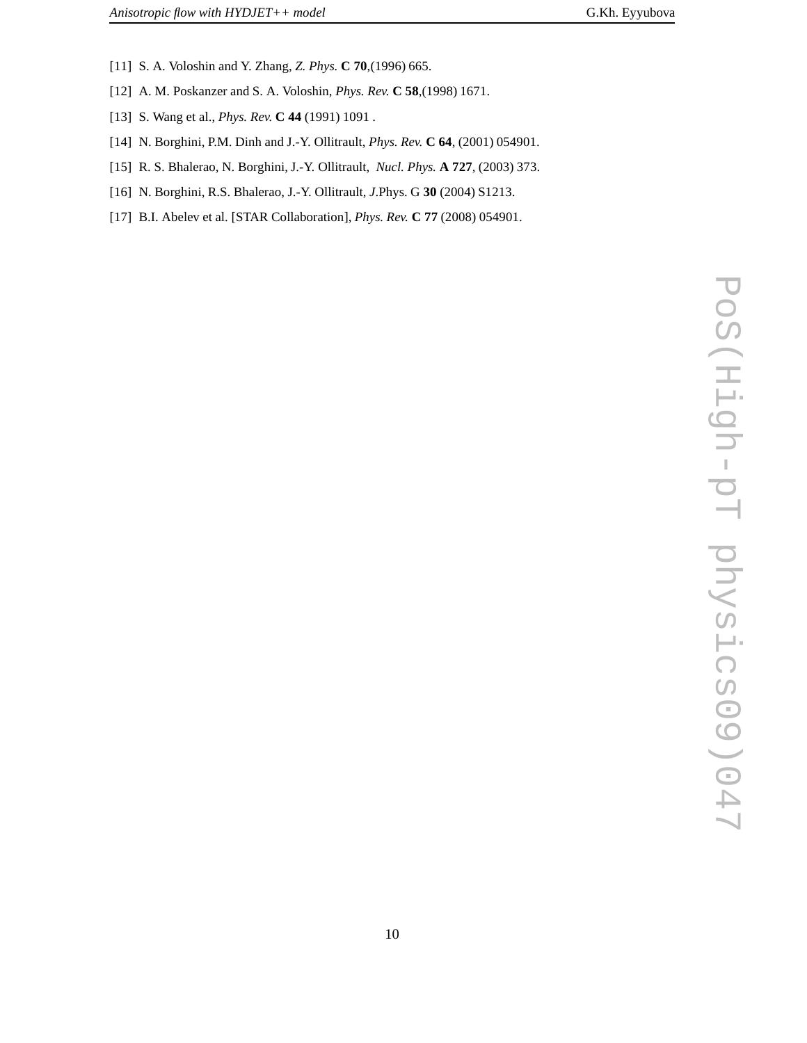[11] S. A. Voloshin and Y. Zhang, *Z. Phys.* **C 70**,(1996) 665.

[12] A. M. Poskanzer and S. A. Voloshin, *Phys. Rev.* **C 58**,(1998) 1671.

[13] S. Wang et al., *Phys. Rev.* **C 44** (1991) 1091 .

[14] N. Borghini, P.M. Dinh and J.-Y. Ollitrault, *Phys. Rev.* **C 64**, (2001) 054901.

[15] R. S. Bhalerao, N. Borghini, J.-Y. Ollitrault, *Nucl. Phys.* **A 727**, (2003) 373.

[16] N. Borghini, R.S. Bhalerao, J.-Y. Ollitrault, *J*.Phys. G **30** (2004) S1213.

[17] B.I. Abelev et al. [STAR Collaboration], *Phys. Rev.* **C 77** (2008) 054901.